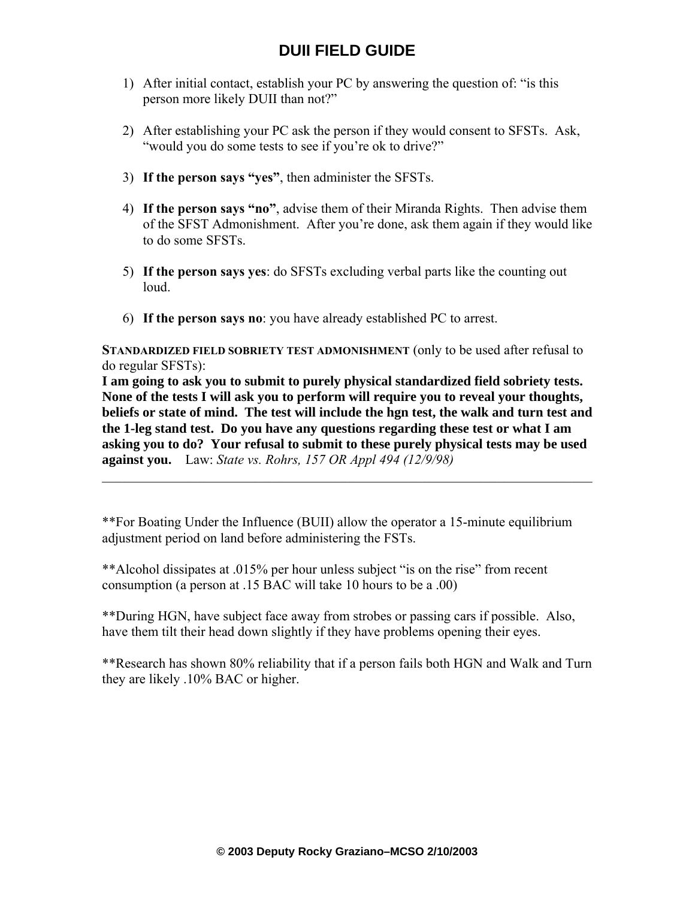# DUII FIELD GUIDE

1) After initial contact, establish your PC by answering the question of: "is this person more likely DUII than not?"

2) After establishing your PC ask the person if they would consent to SFSTs. Ask, "would you do some tests to see if you're ok to drive?"

3) **If the person says "yes"**, then administer the SFSTs.

4) **If the person says "no"**, advise them of their Miranda Rights. Then advise them of the SFST Admonishment. After you're done, ask them again if they would like to do some SFSTs.

5) **If the person says yes**: do SFSTs excluding verbal parts like the counting out loud.

6) **If the person says no**: you have already established PC to arrest.

**STANDARDIZED FIELD SOBRIETY TEST ADMONISHMENT** (only to be used after refusal to do regular SFSTs):
**I am going to ask you to submit to purely physical standardized field sobriety tests. None of the tests I will ask you to perform will require you to reveal your thoughts, beliefs or state of mind. The test will include the hgn test, the walk and turn test and the 1-leg stand test. Do you have any questions regarding these test or what I am asking you to do? Your refusal to submit to these purely physical tests may be used against you.** Law: *State vs. Rohrs, 157 OR Appl 494 (12/9/98)*

---

**For Boating Under the Influence (BUII) allow the operator a 15-minute equilibrium adjustment period on land before administering the FSTs.

**Alcohol dissipates at .015% per hour unless subject "is on the rise" from recent consumption (a person at .15 BAC will take 10 hours to be a .00)

**During HGN, have subject face away from strobes or passing cars if possible. Also, have them tilt their head down slightly if they have problems opening their eyes.

**Research has shown 80% reliability that if a person fails both HGN and Walk and Turn they are likely .10% BAC or higher.

© 2003 Deputy Rocky Graziano–MCSO 2/10/2003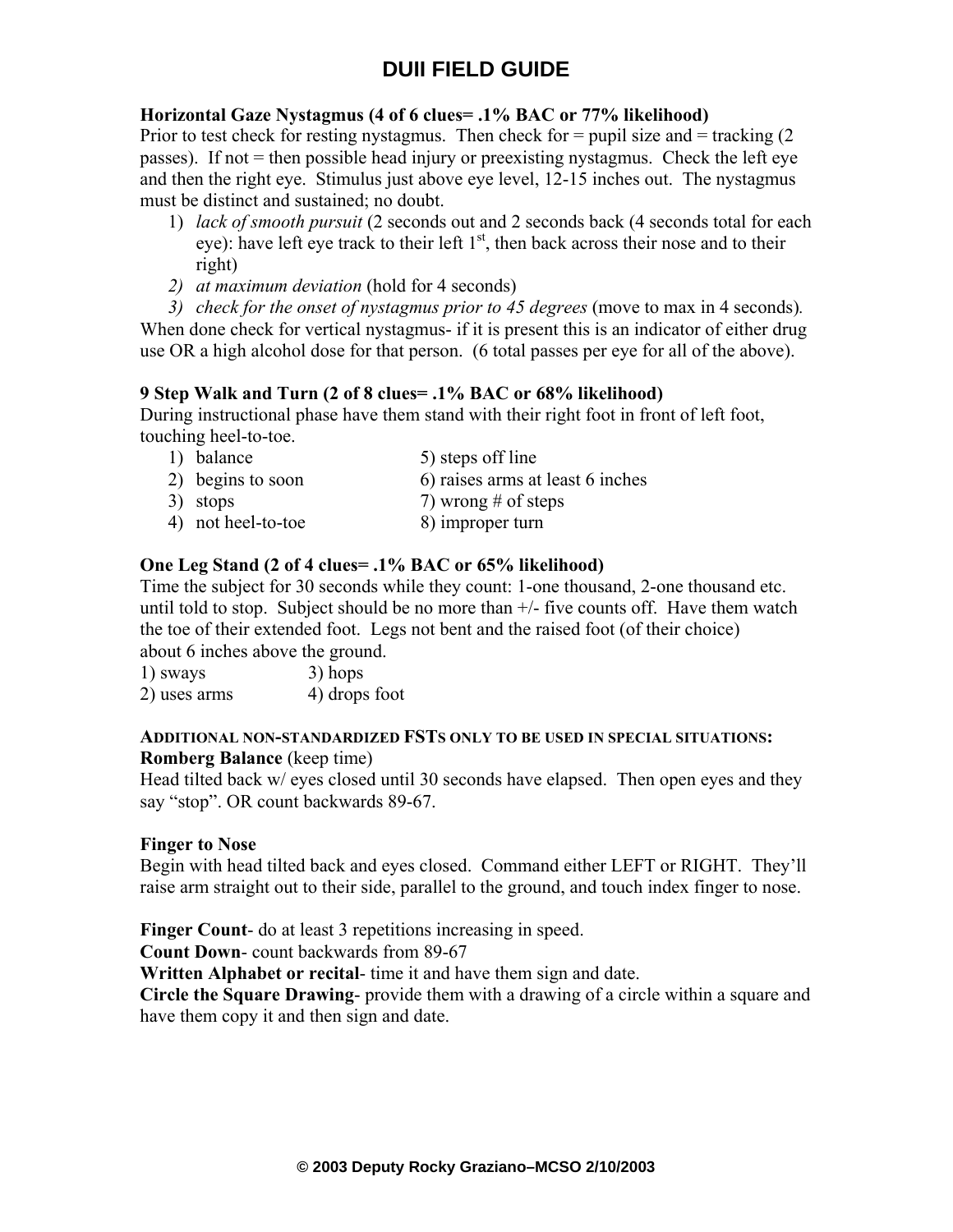# DUII FIELD GUIDE

**Horizontal Gaze Nystagmus (4 of 6 clues= .1% BAC or 77% likelihood)**
Prior to test check for resting nystagmus. Then check for = pupil size and = tracking (2 passes). If not = then possible head injury or preexisting nystagmus. Check the left eye and then the right eye. Stimulus just above eye level, 12-15 inches out. The nystagmus must be distinct and sustained; no doubt.

1) *lack of smooth pursuit* (2 seconds out and 2 seconds back (4 seconds total for each eye): have left eye track to their left 1st, then back across their nose and to their right)
2) *at maximum deviation* (hold for 4 seconds)
3) *check for the onset of nystagmus prior to 45 degrees* (move to max in 4 seconds).

When done check for vertical nystagmus- if it is present this is an indicator of either drug use OR a high alcohol dose for that person. (6 total passes per eye for all of the above).

**9 Step Walk and Turn (2 of 8 clues= .1% BAC or 68% likelihood)**
During instructional phase have them stand with their right foot in front of left foot, touching heel-to-toe.

1) balance
2) begins to soon
3) stops
4) not heel-to-toe
5) steps off line
6) raises arms at least 6 inches
7) wrong # of steps
8) improper turn

**One Leg Stand (2 of 4 clues= .1% BAC or 65% likelihood)**
Time the subject for 30 seconds while they count: 1-one thousand, 2-one thousand etc. until told to stop. Subject should be no more than +/- five counts off. Have them watch the toe of their extended foot. Legs not bent and the raised foot (of their choice) about 6 inches above the ground.

1) sways
2) uses arms
3) hops
4) drops foot

**ADDITIONAL NON-STANDARDIZED FSTS ONLY TO BE USED IN SPECIAL SITUATIONS:**

**Romberg Balance** (keep time)
Head tilted back w/ eyes closed until 30 seconds have elapsed. Then open eyes and they say "stop". OR count backwards 89-67.

**Finger to Nose**
Begin with head tilted back and eyes closed. Command either LEFT or RIGHT. They'll raise arm straight out to their side, parallel to the ground, and touch index finger to nose.

**Finger Count**- do at least 3 repetitions increasing in speed.
**Count Down**- count backwards from 89-67
**Written Alphabet or recital**- time it and have them sign and date.
**Circle the Square Drawing**- provide them with a drawing of a circle within a square and have them copy it and then sign and date.

© 2003 Deputy Rocky Graziano–MCSO 2/10/2003